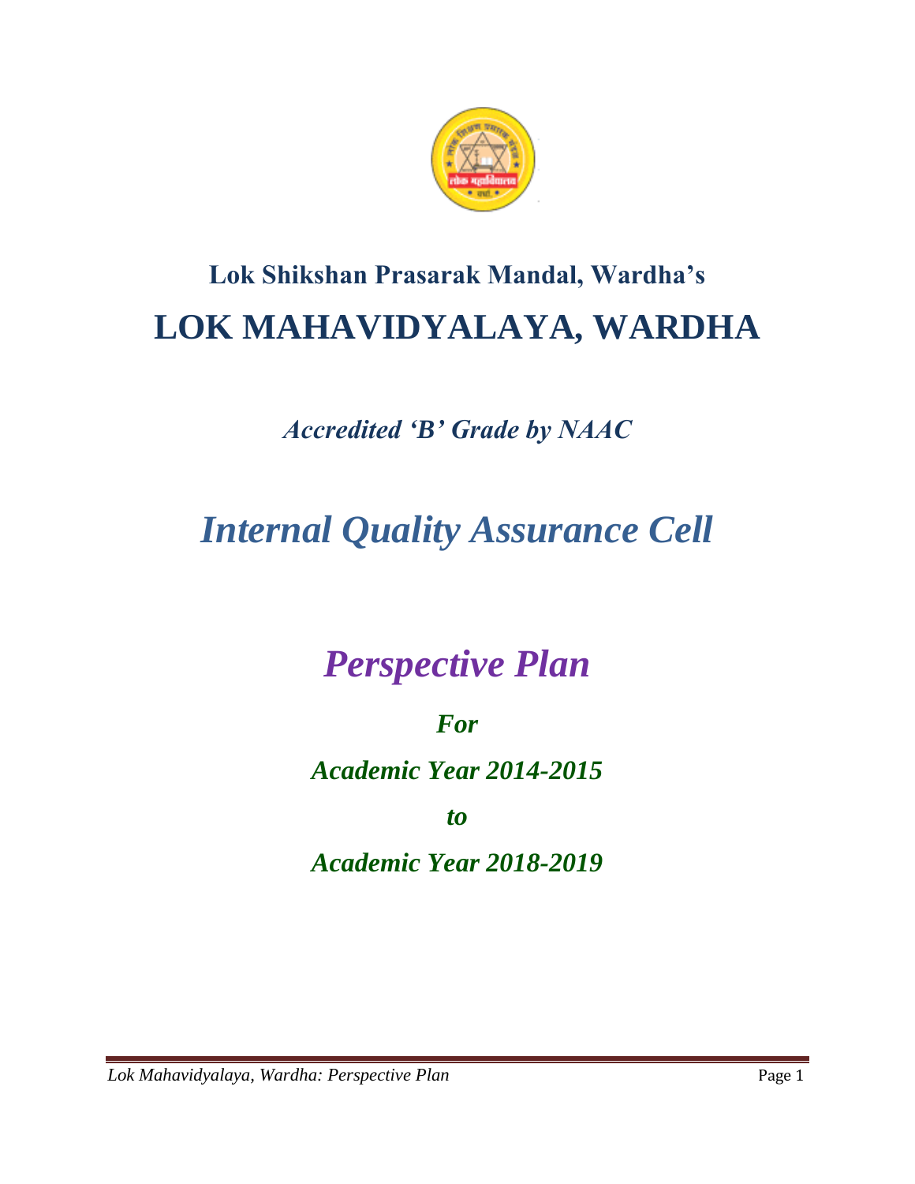### Lok Shikshan Prasarak Mandal, Wardha's

# LOK MAHAVIDYALAYA, WARDHA

*Accredited 'B' Grade by NAAC*

## *Internal Quality Assurance Cell*

## *Perspective Plan*

***For***

***Academic Year 2014-2015***

***to***

***Academic Year 2018-2019***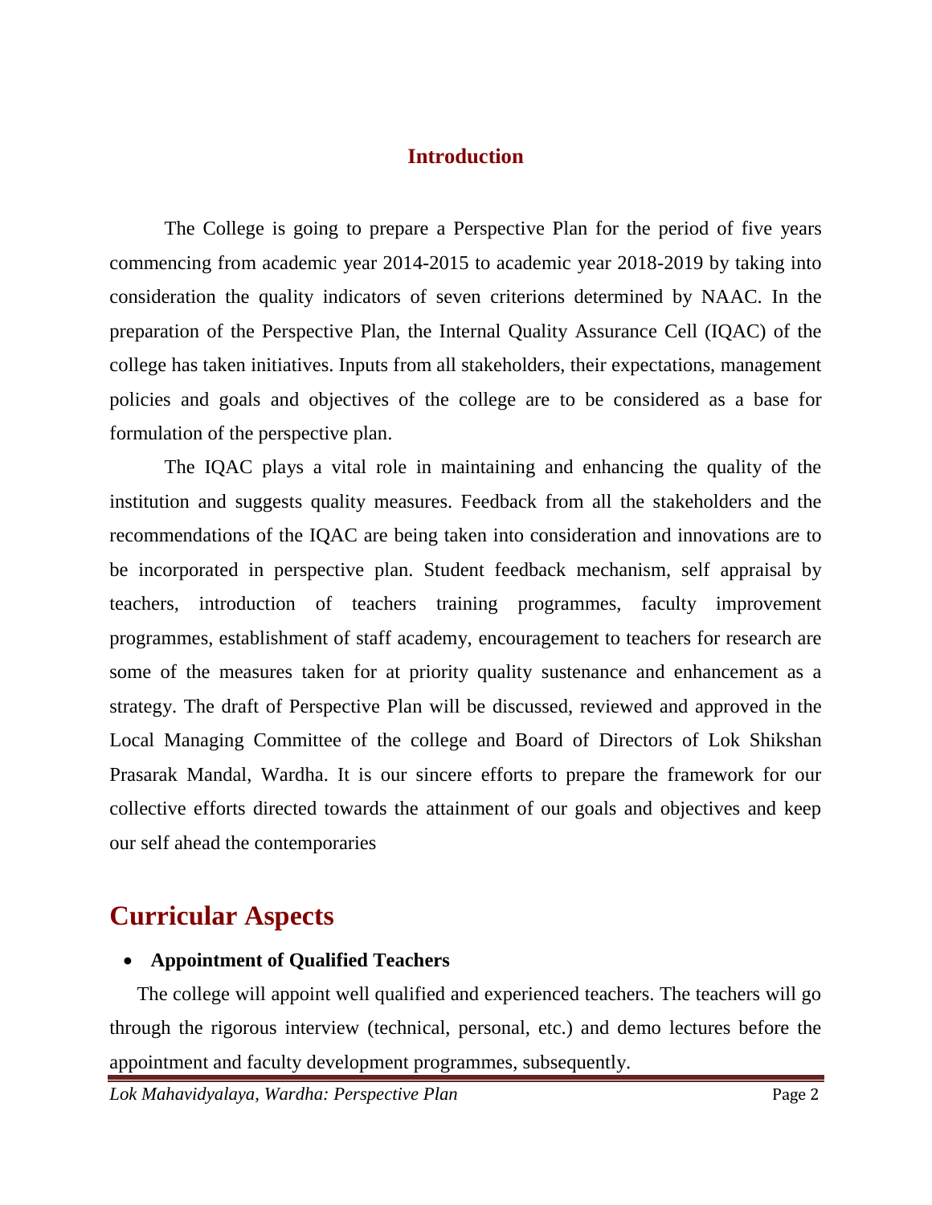## Introduction

The College is going to prepare a Perspective Plan for the period of five years commencing from academic year 2014-2015 to academic year 2018-2019 by taking into consideration the quality indicators of seven criterions determined by NAAC. In the preparation of the Perspective Plan, the Internal Quality Assurance Cell (IQAC) of the college has taken initiatives. Inputs from all stakeholders, their expectations, management policies and goals and objectives of the college are to be considered as a base for formulation of the perspective plan.

The IQAC plays a vital role in maintaining and enhancing the quality of the institution and suggests quality measures. Feedback from all the stakeholders and the recommendations of the IQAC are being taken into consideration and innovations are to be incorporated in perspective plan. Student feedback mechanism, self appraisal by teachers, introduction of teachers training programmes, faculty improvement programmes, establishment of staff academy, encouragement to teachers for research are some of the measures taken for at priority quality sustenance and enhancement as a strategy. The draft of Perspective Plan will be discussed, reviewed and approved in the Local Managing Committee of the college and Board of Directors of Lok Shikshan Prasarak Mandal, Wardha. It is our sincere efforts to prepare the framework for our collective efforts directed towards the attainment of our goals and objectives and keep our self ahead the contemporaries

# Curricular Aspects

- **Appointment of Qualified Teachers**

The college will appoint well qualified and experienced teachers. The teachers will go through the rigorous interview (technical, personal, etc.) and demo lectures before the appointment and faculty development programmes, subsequently.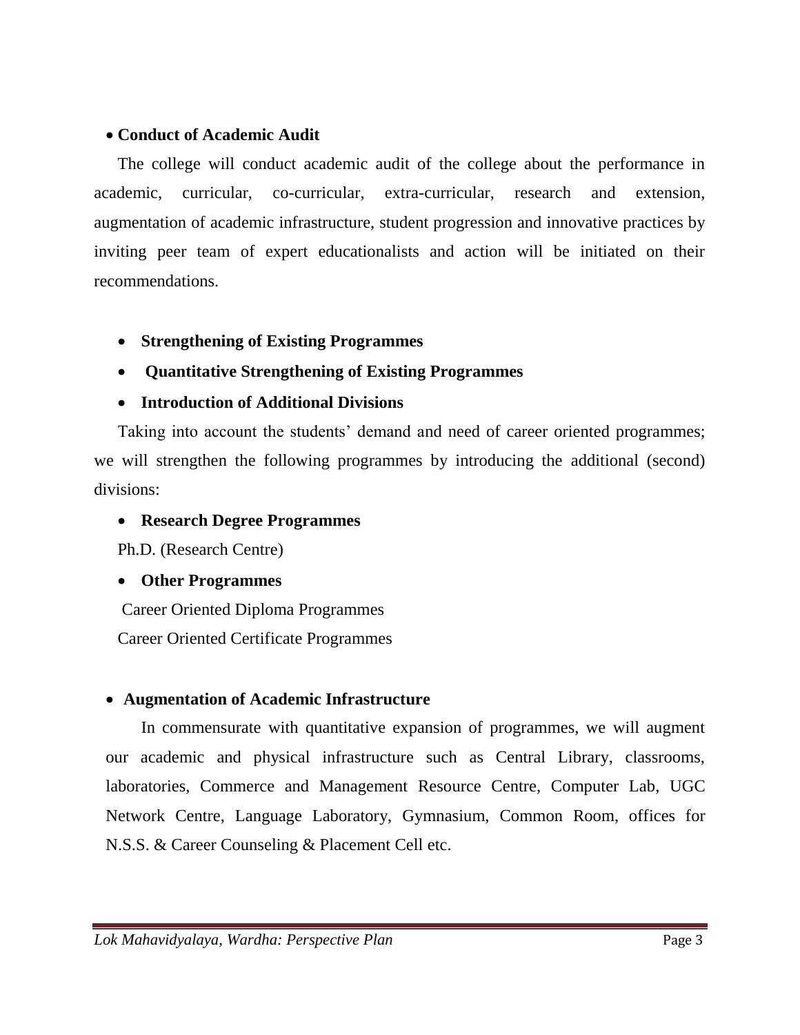- **Conduct of Academic Audit**

The college will conduct academic audit of the college about the performance in academic, curricular, co-curricular, extra-curricular, research and extension, augmentation of academic infrastructure, student progression and innovative practices by inviting peer team of expert educationalists and action will be initiated on their recommendations.

- **Strengthening of Existing Programmes**
- **Quantitative Strengthening of Existing Programmes**
- **Introduction of Additional Divisions**

Taking into account the students' demand and need of career oriented programmes; we will strengthen the following programmes by introducing the additional (second) divisions:

- **Research Degree Programmes**

Ph.D. (Research Centre)

- **Other Programmes**

Career Oriented Diploma Programmes

Career Oriented Certificate Programmes

- **Augmentation of Academic Infrastructure**

In commensurate with quantitative expansion of programmes, we will augment our academic and physical infrastructure such as Central Library, classrooms, laboratories, Commerce and Management Resource Centre, Computer Lab, UGC Network Centre, Language Laboratory, Gymnasium, Common Room, offices for N.S.S. & Career Counseling & Placement Cell etc.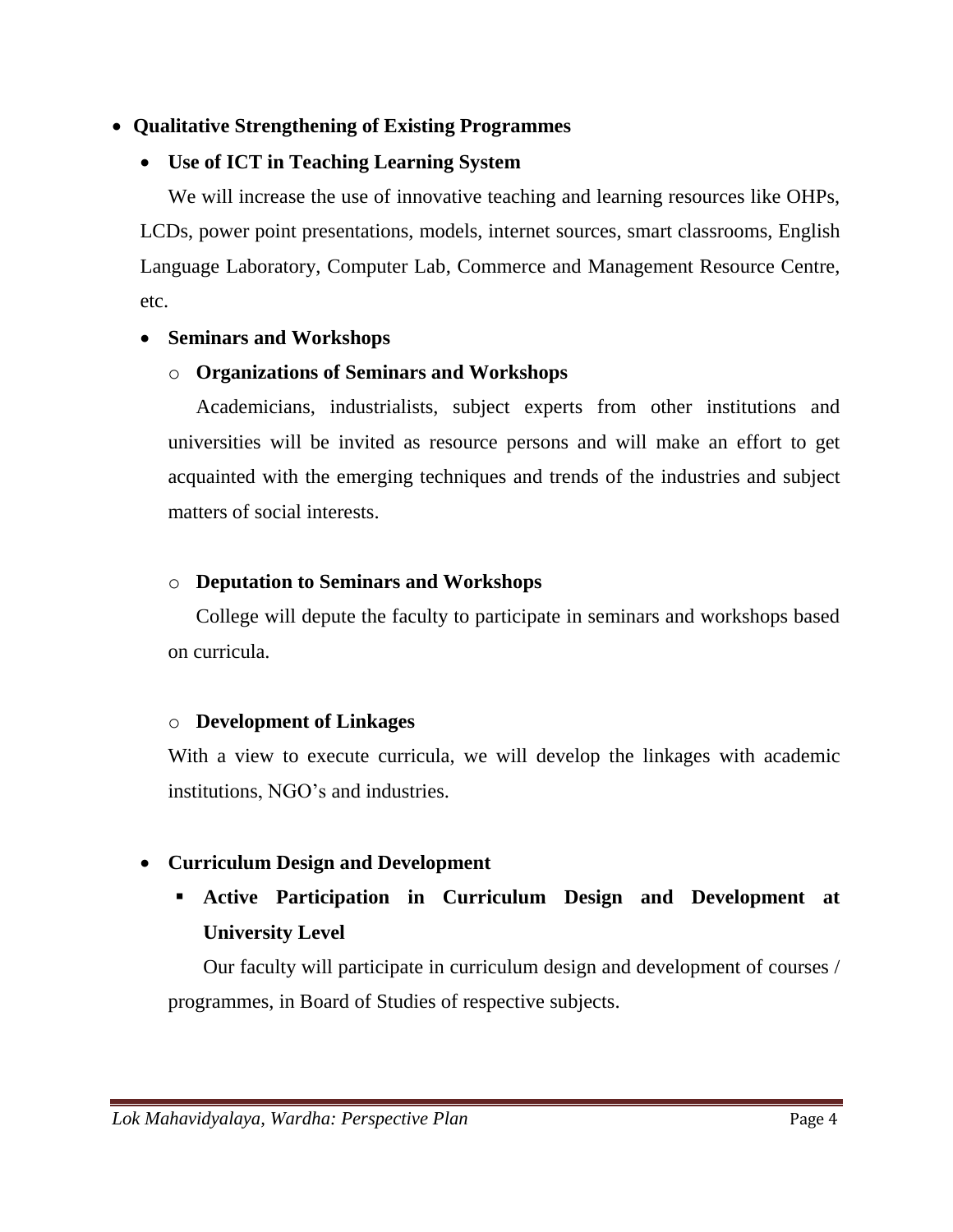- **Qualitative Strengthening of Existing Programmes**
  - **Use of ICT in Teaching Learning System**

    We will increase the use of innovative teaching and learning resources like OHPs, LCDs, power point presentations, models, internet sources, smart classrooms, English Language Laboratory, Computer Lab, Commerce and Management Resource Centre, etc.

  - **Seminars and Workshops**
    - **Organizations of Seminars and Workshops**

      Academicians, industrialists, subject experts from other institutions and universities will be invited as resource persons and will make an effort to get acquainted with the emerging techniques and trends of the industries and subject matters of social interests.

    - **Deputation to Seminars and Workshops**

      College will depute the faculty to participate in seminars and workshops based on curricula.

    - **Development of Linkages**

      With a view to execute curricula, we will develop the linkages with academic institutions, NGO's and industries.

  - **Curriculum Design and Development**
    - **Active Participation in Curriculum Design and Development at University Level**

      Our faculty will participate in curriculum design and development of courses / programmes, in Board of Studies of respective subjects.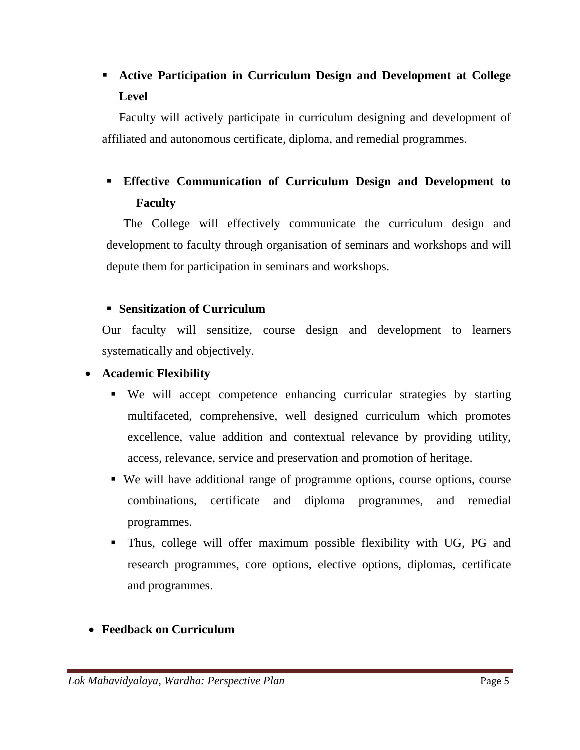- **Active Participation in Curriculum Design and Development at College Level**

  Faculty will actively participate in curriculum designing and development of affiliated and autonomous certificate, diploma, and remedial programmes.

- **Effective Communication of Curriculum Design and Development to Faculty**

  The College will effectively communicate the curriculum design and development to faculty through organisation of seminars and workshops and will depute them for participation in seminars and workshops.

- **Sensitization of Curriculum**

  Our faculty will sensitize, course design and development to learners systematically and objectively.

- **Academic Flexibility**
  - We will accept competence enhancing curricular strategies by starting multifaceted, comprehensive, well designed curriculum which promotes excellence, value addition and contextual relevance by providing utility, access, relevance, service and preservation and promotion of heritage.
  - We will have additional range of programme options, course options, course combinations, certificate and diploma programmes, and remedial programmes.
  - Thus, college will offer maximum possible flexibility with UG, PG and research programmes, core options, elective options, diplomas, certificate and programmes.

- **Feedback on Curriculum**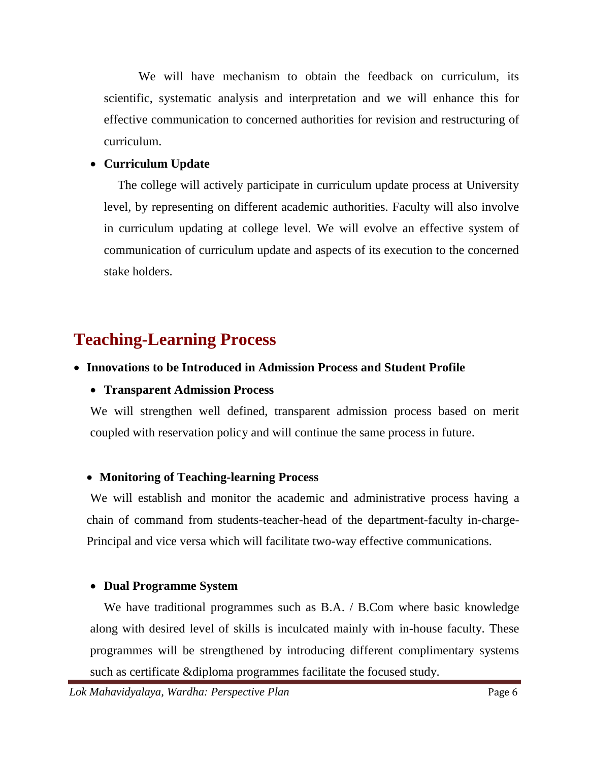We will have mechanism to obtain the feedback on curriculum, its scientific, systematic analysis and interpretation and we will enhance this for effective communication to concerned authorities for revision and restructuring of curriculum.

- **Curriculum Update**

The college will actively participate in curriculum update process at University level, by representing on different academic authorities. Faculty will also involve in curriculum updating at college level. We will evolve an effective system of communication of curriculum update and aspects of its execution to the concerned stake holders.

## Teaching-Learning Process

- **Innovations to be Introduced in Admission Process and Student Profile**

- **Transparent Admission Process**

We will strengthen well defined, transparent admission process based on merit coupled with reservation policy and will continue the same process in future.

- **Monitoring of Teaching-learning Process**

We will establish and monitor the academic and administrative process having a chain of command from students-teacher-head of the department-faculty in-charge-Principal and vice versa which will facilitate two-way effective communications.

- **Dual Programme System**

We have traditional programmes such as B.A. / B.Com where basic knowledge along with desired level of skills is inculcated mainly with in-house faculty. These programmes will be strengthened by introducing different complimentary systems such as certificate &diploma programmes facilitate the focused study.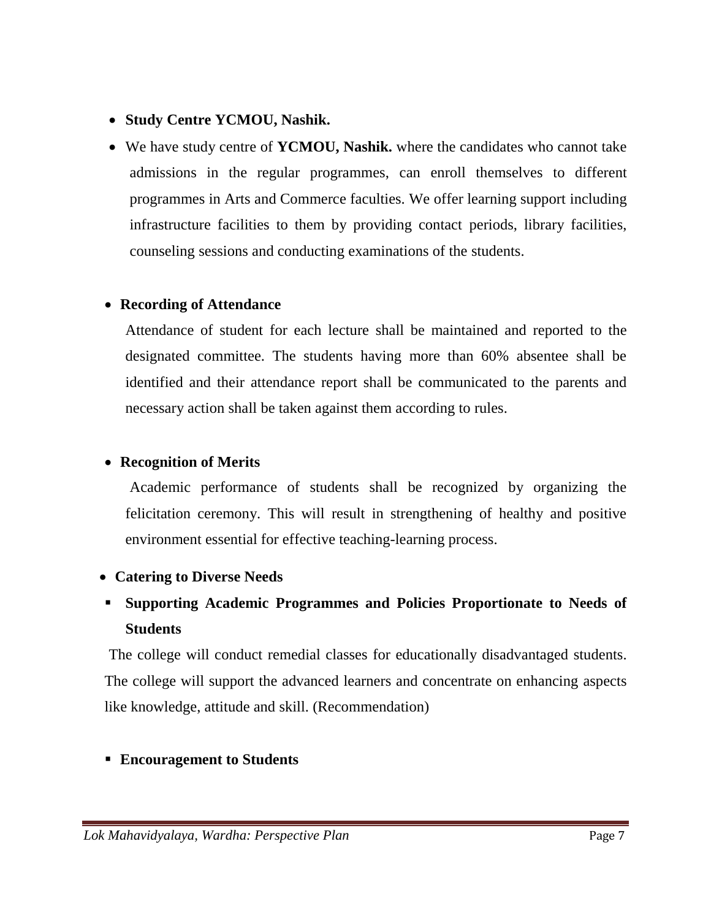- **Study Centre YCMOU, Nashik.**
- We have study centre of **YCMOU, Nashik.** where the candidates who cannot take admissions in the regular programmes, can enroll themselves to different programmes in Arts and Commerce faculties. We offer learning support including infrastructure facilities to them by providing contact periods, library facilities, counseling sessions and conducting examinations of the students.

- **Recording of Attendance**

  Attendance of student for each lecture shall be maintained and reported to the designated committee. The students having more than 60% absentee shall be identified and their attendance report shall be communicated to the parents and necessary action shall be taken against them according to rules.

- **Recognition of Merits**

  Academic performance of students shall be recognized by organizing the felicitation ceremony. This will result in strengthening of healthy and positive environment essential for effective teaching-learning process.

- **Catering to Diverse Needs**

▪ **Supporting Academic Programmes and Policies Proportionate to Needs of Students**

The college will conduct remedial classes for educationally disadvantaged students. The college will support the advanced learners and concentrate on enhancing aspects like knowledge, attitude and skill. (Recommendation)

▪ **Encouragement to Students**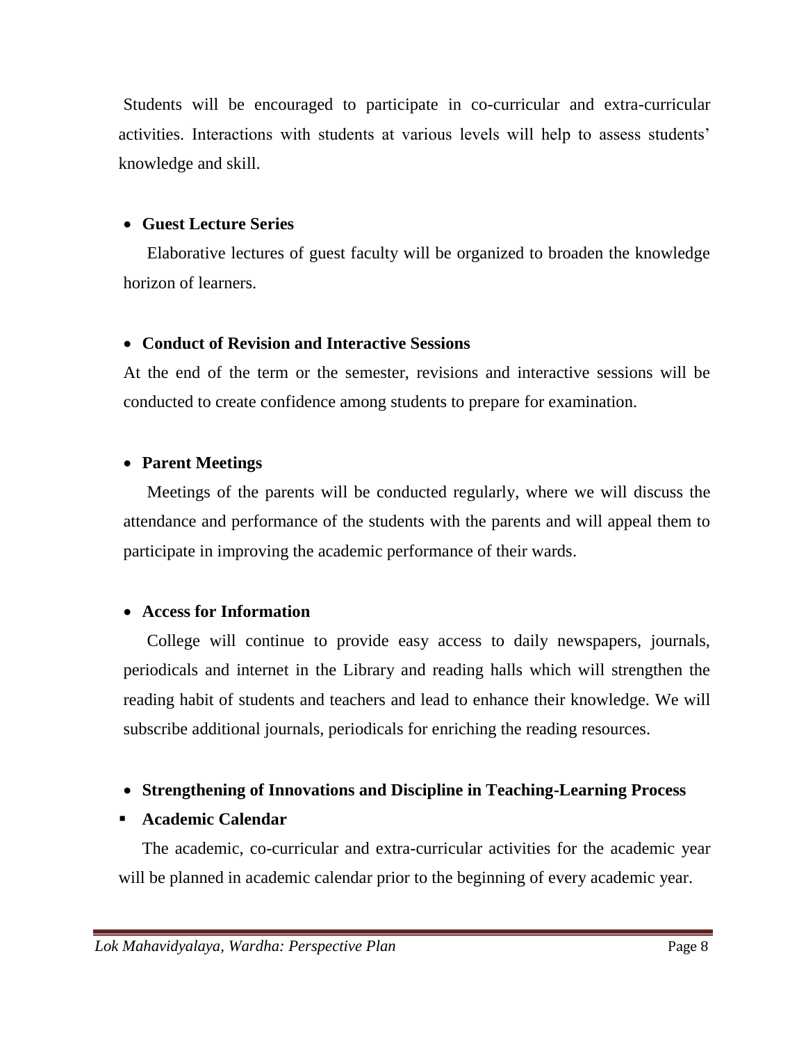Students will be encouraged to participate in co-curricular and extra-curricular activities. Interactions with students at various levels will help to assess students' knowledge and skill.

- **Guest Lecture Series**

Elaborative lectures of guest faculty will be organized to broaden the knowledge horizon of learners.

- **Conduct of Revision and Interactive Sessions**

At the end of the term or the semester, revisions and interactive sessions will be conducted to create confidence among students to prepare for examination.

- **Parent Meetings**

Meetings of the parents will be conducted regularly, where we will discuss the attendance and performance of the students with the parents and will appeal them to participate in improving the academic performance of their wards.

- **Access for Information**

College will continue to provide easy access to daily newspapers, journals, periodicals and internet in the Library and reading halls which will strengthen the reading habit of students and teachers and lead to enhance their knowledge. We will subscribe additional journals, periodicals for enriching the reading resources.

- **Strengthening of Innovations and Discipline in Teaching-Learning Process**

▪ **Academic Calendar**

The academic, co-curricular and extra-curricular activities for the academic year will be planned in academic calendar prior to the beginning of every academic year.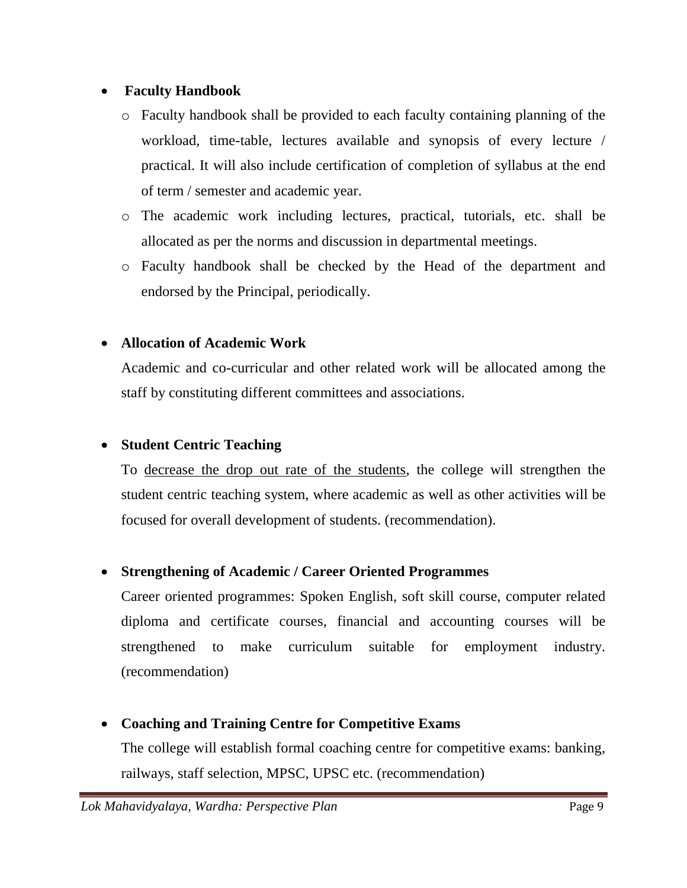- **Faculty Handbook**
  - Faculty handbook shall be provided to each faculty containing planning of the workload, time-table, lectures available and synopsis of every lecture / practical. It will also include certification of completion of syllabus at the end of term / semester and academic year.
  - The academic work including lectures, practical, tutorials, etc. shall be allocated as per the norms and discussion in departmental meetings.
  - Faculty handbook shall be checked by the Head of the department and endorsed by the Principal, periodically.

- **Allocation of Academic Work**

  Academic and co-curricular and other related work will be allocated among the staff by constituting different committees and associations.

- **Student Centric Teaching**

  To <u>decrease the drop out rate of the students</u>, the college will strengthen the student centric teaching system, where academic as well as other activities will be focused for overall development of students. (recommendation).

- **Strengthening of Academic / Career Oriented Programmes**

  Career oriented programmes: Spoken English, soft skill course, computer related diploma and certificate courses, financial and accounting courses will be strengthened to make curriculum suitable for employment industry. (recommendation)

- **Coaching and Training Centre for Competitive Exams**

  The college will establish formal coaching centre for competitive exams: banking, railways, staff selection, MPSC, UPSC etc. (recommendation)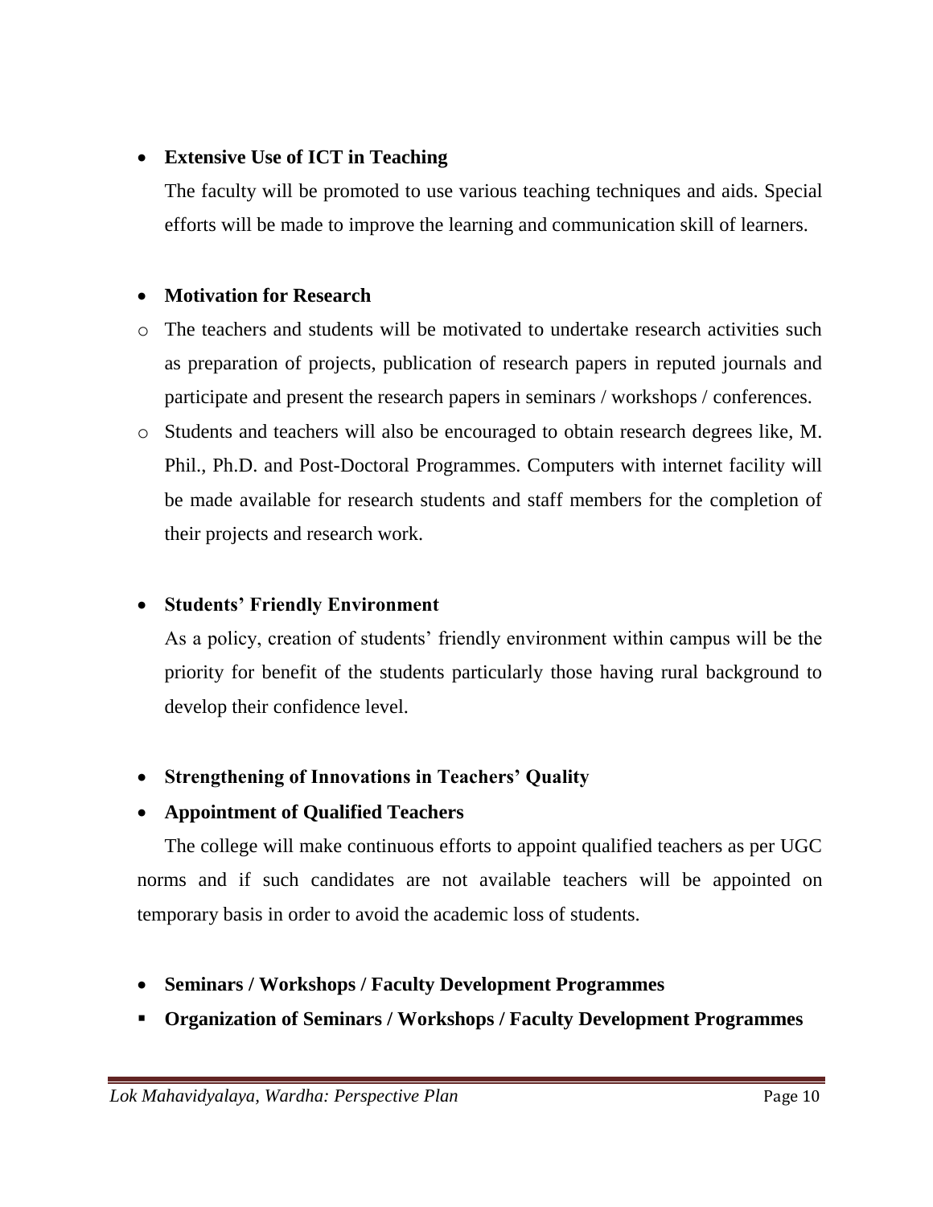- **Extensive Use of ICT in Teaching**

  The faculty will be promoted to use various teaching techniques and aids. Special efforts will be made to improve the learning and communication skill of learners.

- **Motivation for Research**

  - The teachers and students will be motivated to undertake research activities such as preparation of projects, publication of research papers in reputed journals and participate and present the research papers in seminars / workshops / conferences.
  - Students and teachers will also be encouraged to obtain research degrees like, M. Phil., Ph.D. and Post-Doctoral Programmes. Computers with internet facility will be made available for research students and staff members for the completion of their projects and research work.

- **Students' Friendly Environment**

  As a policy, creation of students' friendly environment within campus will be the priority for benefit of the students particularly those having rural background to develop their confidence level.

- **Strengthening of Innovations in Teachers' Quality**
- **Appointment of Qualified Teachers**

The college will make continuous efforts to appoint qualified teachers as per UGC norms and if such candidates are not available teachers will be appointed on temporary basis in order to avoid the academic loss of students.

- **Seminars / Workshops / Faculty Development Programmes**
  - **Organization of Seminars / Workshops / Faculty Development Programmes**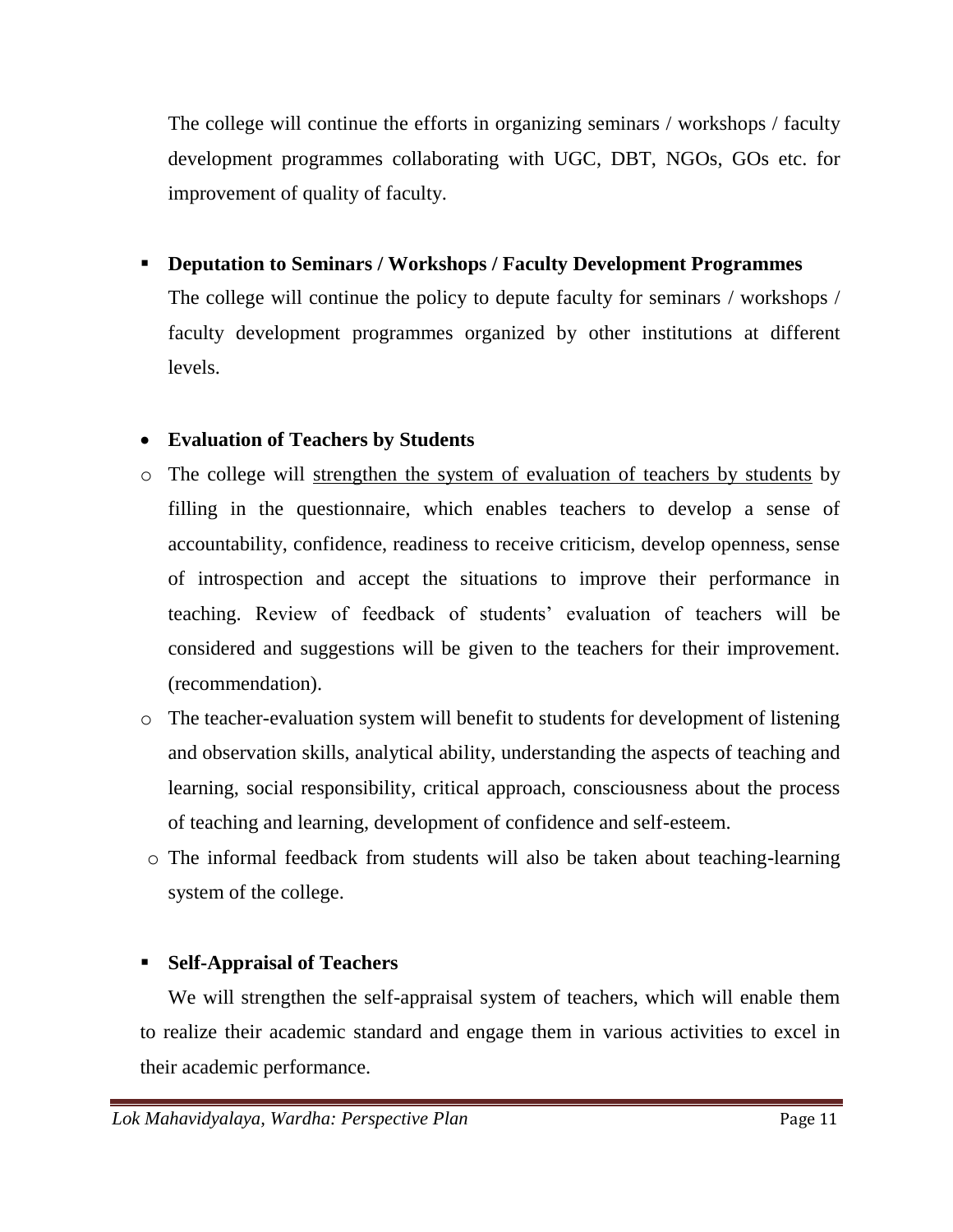The college will continue the efforts in organizing seminars / workshops / faculty development programmes collaborating with UGC, DBT, NGOs, GOs etc. for improvement of quality of faculty.

- **Deputation to Seminars / Workshops / Faculty Development Programmes**

  The college will continue the policy to depute faculty for seminars / workshops / faculty development programmes organized by other institutions at different levels.

- **Evaluation of Teachers by Students**

  - The college will <u>strengthen the system of evaluation of teachers by students</u> by filling in the questionnaire, which enables teachers to develop a sense of accountability, confidence, readiness to receive criticism, develop openness, sense of introspection and accept the situations to improve their performance in teaching. Review of feedback of students' evaluation of teachers will be considered and suggestions will be given to the teachers for their improvement. (recommendation).
  - The teacher-evaluation system will benefit to students for development of listening and observation skills, analytical ability, understanding the aspects of teaching and learning, social responsibility, critical approach, consciousness about the process of teaching and learning, development of confidence and self-esteem.
  - The informal feedback from students will also be taken about teaching-learning system of the college.

- **Self-Appraisal of Teachers**

  We will strengthen the self-appraisal system of teachers, which will enable them to realize their academic standard and engage them in various activities to excel in their academic performance.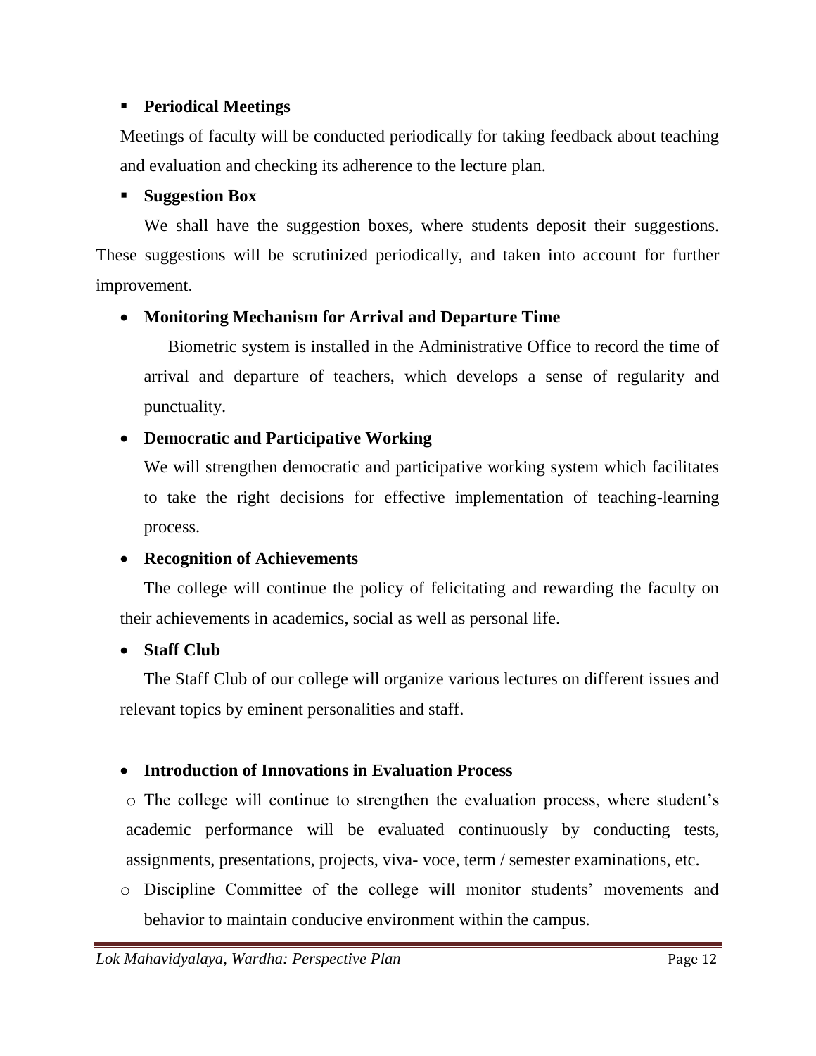- **Periodical Meetings**

  Meetings of faculty will be conducted periodically for taking feedback about teaching and evaluation and checking its adherence to the lecture plan.

- **Suggestion Box**

  We shall have the suggestion boxes, where students deposit their suggestions. These suggestions will be scrutinized periodically, and taken into account for further improvement.

- **Monitoring Mechanism for Arrival and Departure Time**

  Biometric system is installed in the Administrative Office to record the time of arrival and departure of teachers, which develops a sense of regularity and punctuality.

- **Democratic and Participative Working**

  We will strengthen democratic and participative working system which facilitates to take the right decisions for effective implementation of teaching-learning process.

- **Recognition of Achievements**

  The college will continue the policy of felicitating and rewarding the faculty on their achievements in academics, social as well as personal life.

- **Staff Club**

  The Staff Club of our college will organize various lectures on different issues and relevant topics by eminent personalities and staff.

- **Introduction of Innovations in Evaluation Process**

  - The college will continue to strengthen the evaluation process, where student's academic performance will be evaluated continuously by conducting tests, assignments, presentations, projects, viva- voce, term / semester examinations, etc.
  - Discipline Committee of the college will monitor students' movements and behavior to maintain conducive environment within the campus.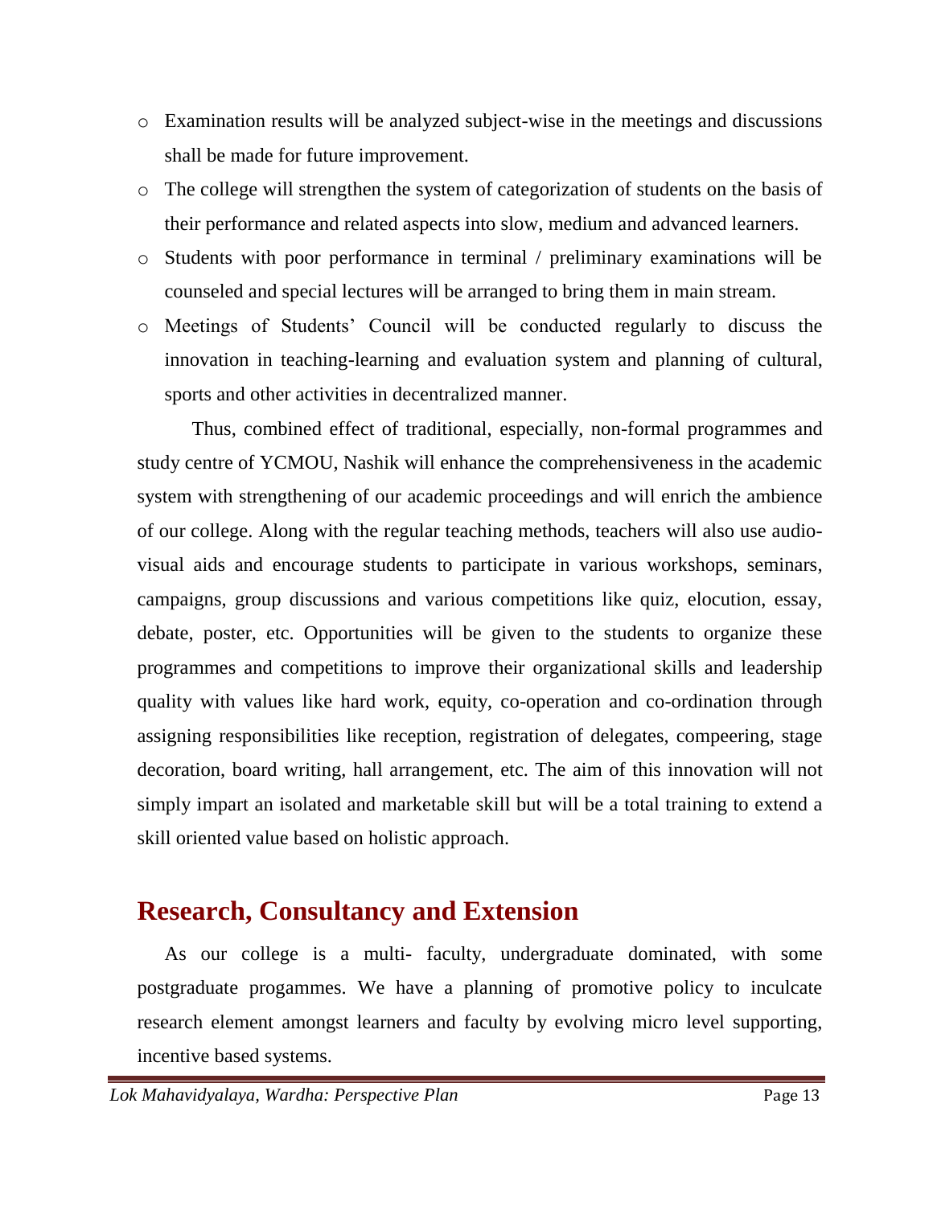- Examination results will be analyzed subject-wise in the meetings and discussions shall be made for future improvement.
- The college will strengthen the system of categorization of students on the basis of their performance and related aspects into slow, medium and advanced learners.
- Students with poor performance in terminal / preliminary examinations will be counseled and special lectures will be arranged to bring them in main stream.
- Meetings of Students' Council will be conducted regularly to discuss the innovation in teaching-learning and evaluation system and planning of cultural, sports and other activities in decentralized manner.

Thus, combined effect of traditional, especially, non-formal programmes and study centre of YCMOU, Nashik will enhance the comprehensiveness in the academic system with strengthening of our academic proceedings and will enrich the ambience of our college. Along with the regular teaching methods, teachers will also use audio-visual aids and encourage students to participate in various workshops, seminars, campaigns, group discussions and various competitions like quiz, elocution, essay, debate, poster, etc. Opportunities will be given to the students to organize these programmes and competitions to improve their organizational skills and leadership quality with values like hard work, equity, co-operation and co-ordination through assigning responsibilities like reception, registration of delegates, compeering, stage decoration, board writing, hall arrangement, etc. The aim of this innovation will not simply impart an isolated and marketable skill but will be a total training to extend a skill oriented value based on holistic approach.

## Research, Consultancy and Extension

As our college is a multi- faculty, undergraduate dominated, with some postgraduate progammes. We have a planning of promotive policy to inculcate research element amongst learners and faculty by evolving micro level supporting, incentive based systems.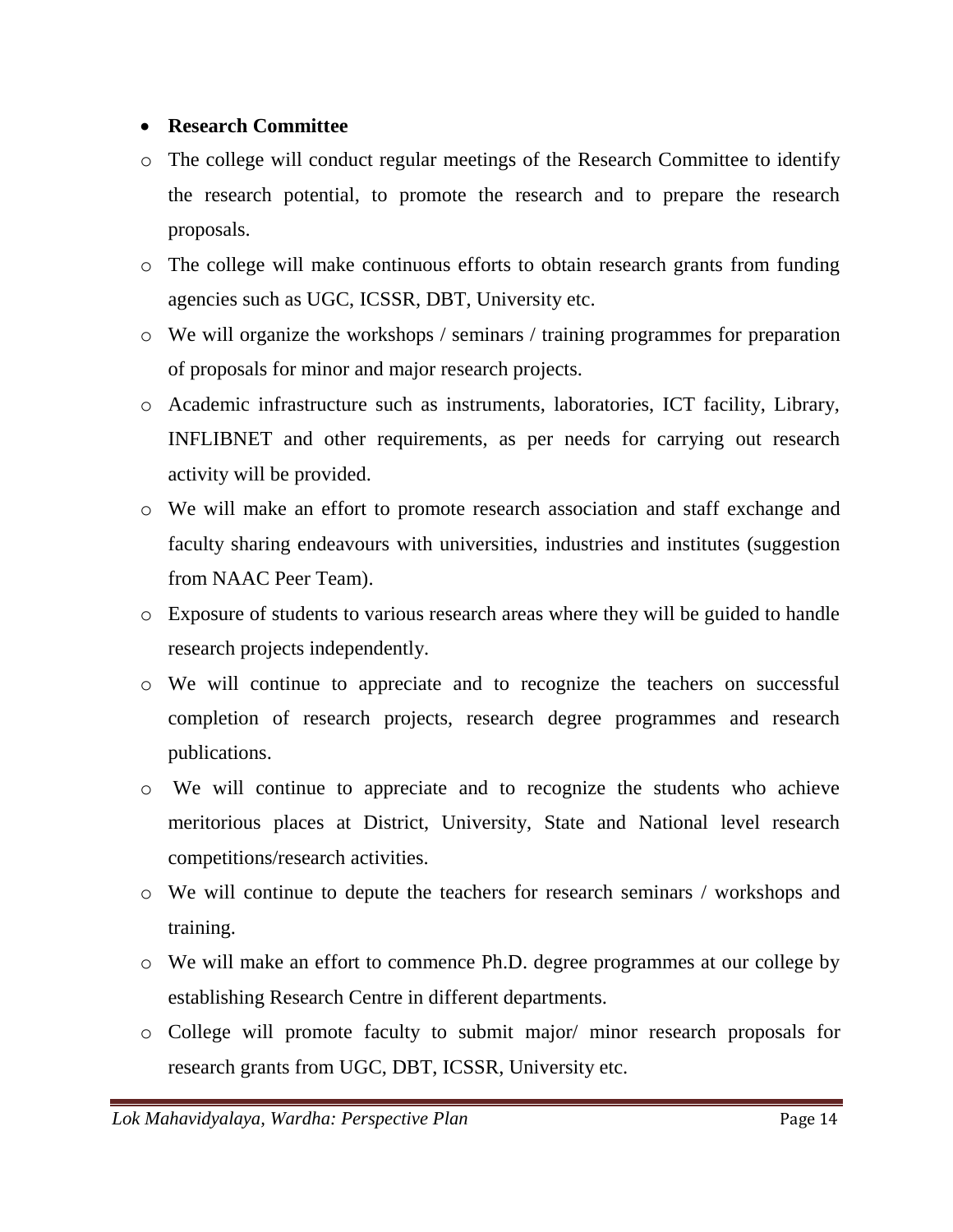- **Research Committee**

  - The college will conduct regular meetings of the Research Committee to identify the research potential, to promote the research and to prepare the research proposals.
  - The college will make continuous efforts to obtain research grants from funding agencies such as UGC, ICSSR, DBT, University etc.
  - We will organize the workshops / seminars / training programmes for preparation of proposals for minor and major research projects.
  - Academic infrastructure such as instruments, laboratories, ICT facility, Library, INFLIBNET and other requirements, as per needs for carrying out research activity will be provided.
  - We will make an effort to promote research association and staff exchange and faculty sharing endeavours with universities, industries and institutes (suggestion from NAAC Peer Team).
  - Exposure of students to various research areas where they will be guided to handle research projects independently.
  - We will continue to appreciate and to recognize the teachers on successful completion of research projects, research degree programmes and research publications.
  - We will continue to appreciate and to recognize the students who achieve meritorious places at District, University, State and National level research competitions/research activities.
  - We will continue to depute the teachers for research seminars / workshops and training.
  - We will make an effort to commence Ph.D. degree programmes at our college by establishing Research Centre in different departments.
  - College will promote faculty to submit major/ minor research proposals for research grants from UGC, DBT, ICSSR, University etc.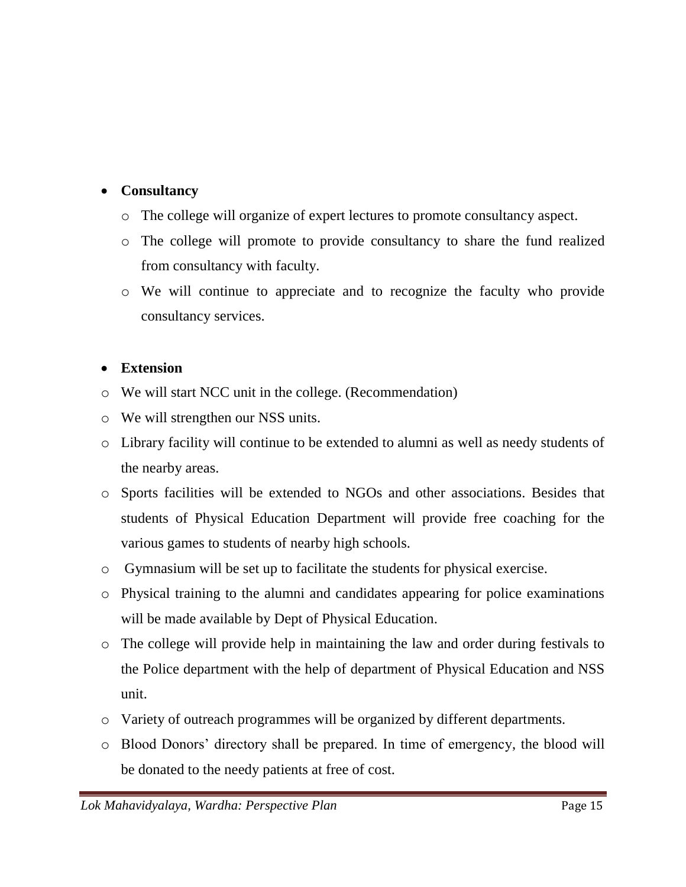- **Consultancy**
  - The college will organize of expert lectures to promote consultancy aspect.
  - The college will promote to provide consultancy to share the fund realized from consultancy with faculty.
  - We will continue to appreciate and to recognize the faculty who provide consultancy services.

- **Extension**

- We will start NCC unit in the college. (Recommendation)
- We will strengthen our NSS units.
- Library facility will continue to be extended to alumni as well as needy students of the nearby areas.
- Sports facilities will be extended to NGOs and other associations. Besides that students of Physical Education Department will provide free coaching for the various games to students of nearby high schools.
- Gymnasium will be set up to facilitate the students for physical exercise.
- Physical training to the alumni and candidates appearing for police examinations will be made available by Dept of Physical Education.
- The college will provide help in maintaining the law and order during festivals to the Police department with the help of department of Physical Education and NSS unit.
- Variety of outreach programmes will be organized by different departments.
- Blood Donors' directory shall be prepared. In time of emergency, the blood will be donated to the needy patients at free of cost.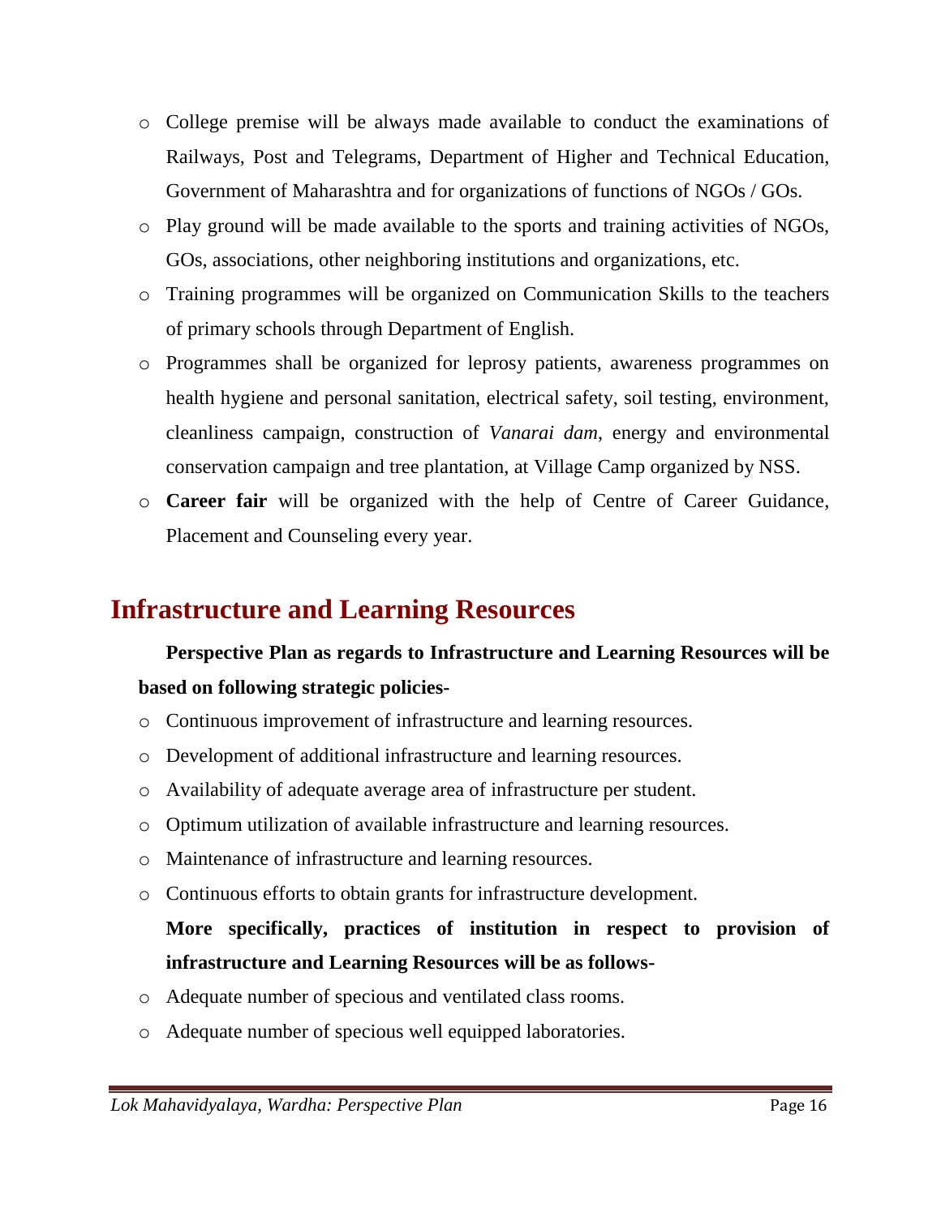- College premise will be always made available to conduct the examinations of Railways, Post and Telegrams, Department of Higher and Technical Education, Government of Maharashtra and for organizations of functions of NGOs / GOs.
- Play ground will be made available to the sports and training activities of NGOs, GOs, associations, other neighboring institutions and organizations, etc.
- Training programmes will be organized on Communication Skills to the teachers of primary schools through Department of English.
- Programmes shall be organized for leprosy patients, awareness programmes on health hygiene and personal sanitation, electrical safety, soil testing, environment, cleanliness campaign, construction of *Vanarai dam,* energy and environmental conservation campaign and tree plantation, at Village Camp organized by NSS.
- **Career fair** will be organized with the help of Centre of Career Guidance, Placement and Counseling every year.

## Infrastructure and Learning Resources

**Perspective Plan as regards to Infrastructure and Learning Resources will be based on following strategic policies-**

- Continuous improvement of infrastructure and learning resources.
- Development of additional infrastructure and learning resources.
- Availability of adequate average area of infrastructure per student.
- Optimum utilization of available infrastructure and learning resources.
- Maintenance of infrastructure and learning resources.
- Continuous efforts to obtain grants for infrastructure development.

**More specifically, practices of institution in respect to provision of infrastructure and Learning Resources will be as follows-**

- Adequate number of specious and ventilated class rooms.
- Adequate number of specious well equipped laboratories.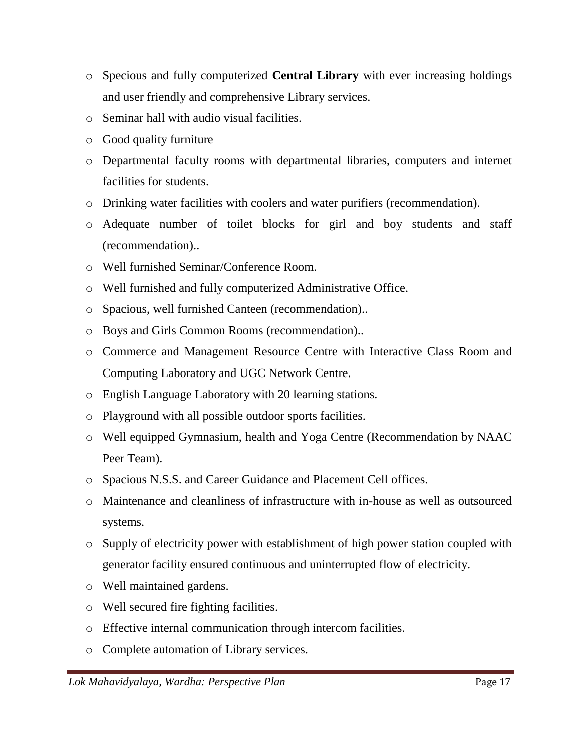- Specious and fully computerized **Central Library** with ever increasing holdings and user friendly and comprehensive Library services.
- Seminar hall with audio visual facilities.
- Good quality furniture
- Departmental faculty rooms with departmental libraries, computers and internet facilities for students.
- Drinking water facilities with coolers and water purifiers (recommendation).
- Adequate number of toilet blocks for girl and boy students and staff (recommendation)..
- Well furnished Seminar/Conference Room.
- Well furnished and fully computerized Administrative Office.
- Spacious, well furnished Canteen (recommendation)..
- Boys and Girls Common Rooms (recommendation)..
- Commerce and Management Resource Centre with Interactive Class Room and Computing Laboratory and UGC Network Centre.
- English Language Laboratory with 20 learning stations.
- Playground with all possible outdoor sports facilities.
- Well equipped Gymnasium, health and Yoga Centre (Recommendation by NAAC Peer Team).
- Spacious N.S.S. and Career Guidance and Placement Cell offices.
- Maintenance and cleanliness of infrastructure with in-house as well as outsourced systems.
- Supply of electricity power with establishment of high power station coupled with generator facility ensured continuous and uninterrupted flow of electricity.
- Well maintained gardens.
- Well secured fire fighting facilities.
- Effective internal communication through intercom facilities.
- Complete automation of Library services.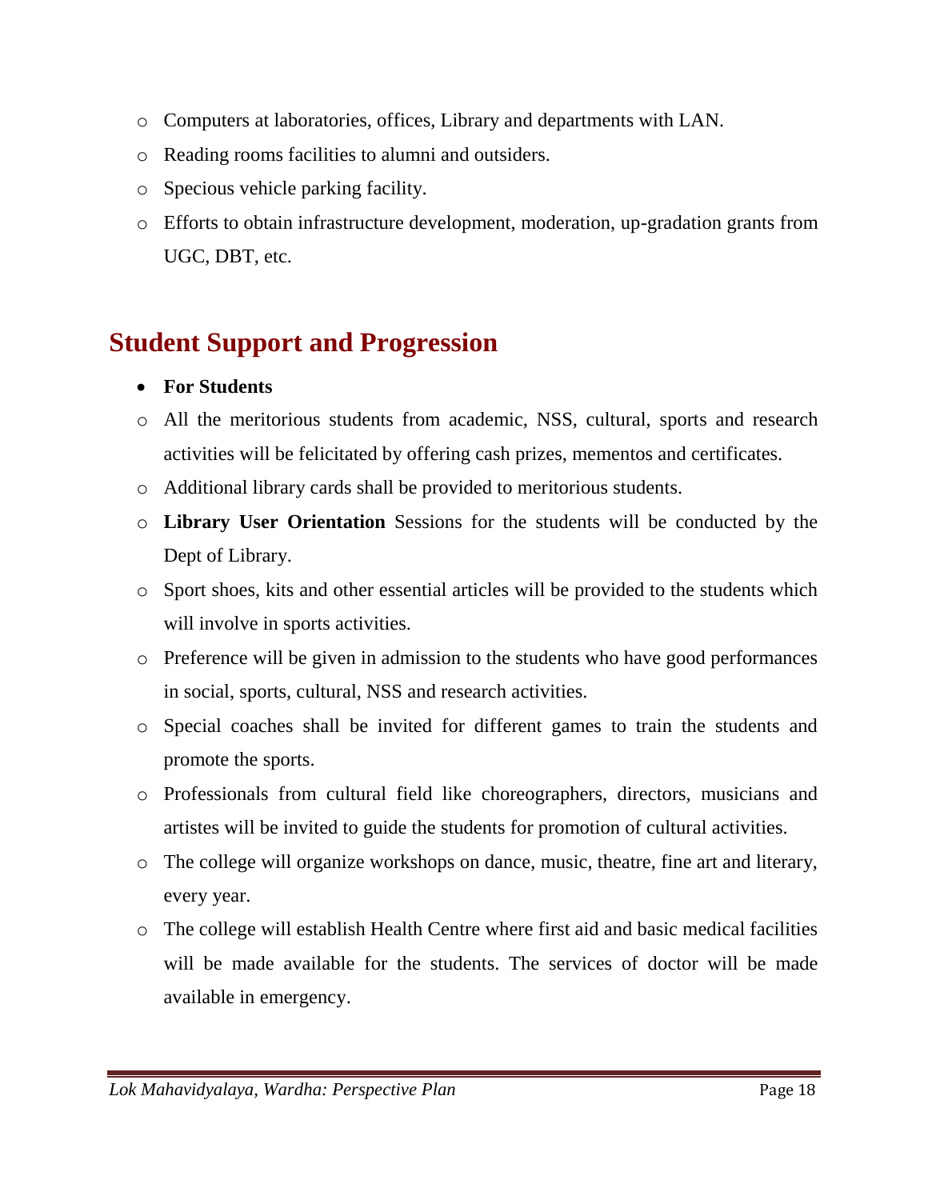- Computers at laboratories, offices, Library and departments with LAN.
- Reading rooms facilities to alumni and outsiders.
- Specious vehicle parking facility.
- Efforts to obtain infrastructure development, moderation, up-gradation grants from UGC, DBT, etc.

## Student Support and Progression

- **For Students**
  - All the meritorious students from academic, NSS, cultural, sports and research activities will be felicitated by offering cash prizes, mementos and certificates.
  - Additional library cards shall be provided to meritorious students.
  - **Library User Orientation** Sessions for the students will be conducted by the Dept of Library.
  - Sport shoes, kits and other essential articles will be provided to the students which will involve in sports activities.
  - Preference will be given in admission to the students who have good performances in social, sports, cultural, NSS and research activities.
  - Special coaches shall be invited for different games to train the students and promote the sports.
  - Professionals from cultural field like choreographers, directors, musicians and artistes will be invited to guide the students for promotion of cultural activities.
  - The college will organize workshops on dance, music, theatre, fine art and literary, every year.
  - The college will establish Health Centre where first aid and basic medical facilities will be made available for the students. The services of doctor will be made available in emergency.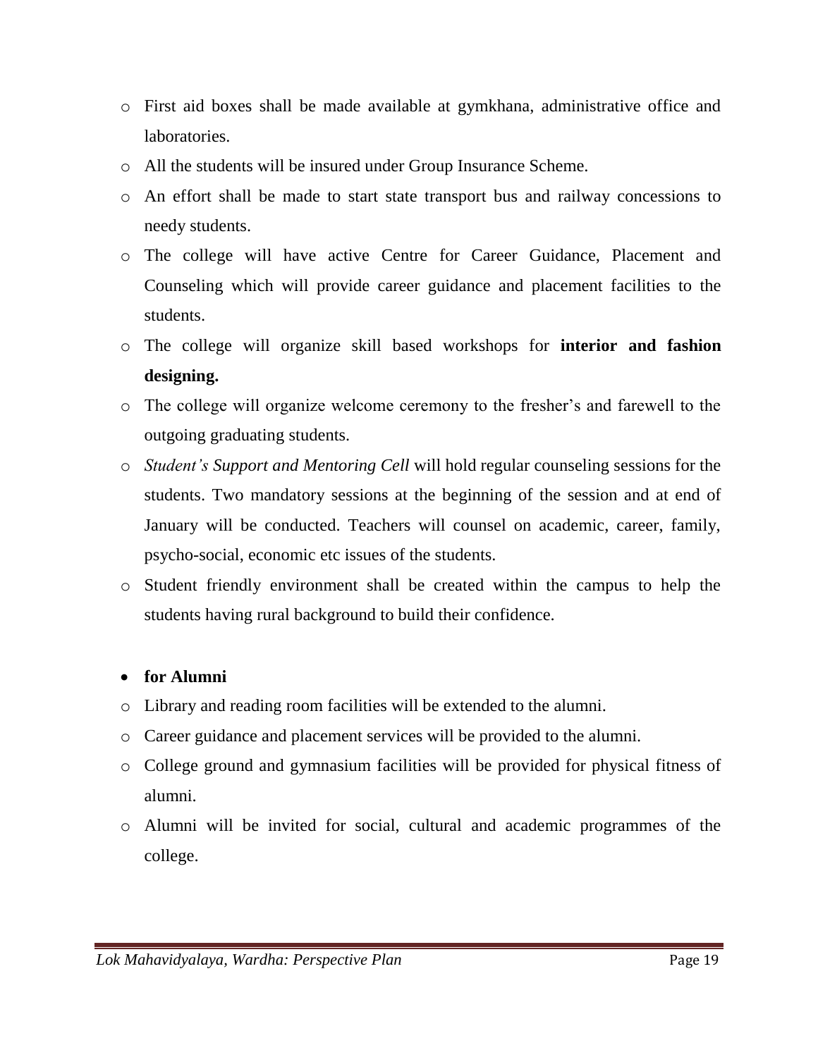- First aid boxes shall be made available at gymkhana, administrative office and laboratories.
- All the students will be insured under Group Insurance Scheme.
- An effort shall be made to start state transport bus and railway concessions to needy students.
- The college will have active Centre for Career Guidance, Placement and Counseling which will provide career guidance and placement facilities to the students.
- The college will organize skill based workshops for **interior and fashion designing.**
- The college will organize welcome ceremony to the fresher's and farewell to the outgoing graduating students.
- *Student's Support and Mentoring Cell* will hold regular counseling sessions for the students. Two mandatory sessions at the beginning of the session and at end of January will be conducted. Teachers will counsel on academic, career, family, psycho-social, economic etc issues of the students.
- Student friendly environment shall be created within the campus to help the students having rural background to build their confidence.

- **for Alumni**

- Library and reading room facilities will be extended to the alumni.
- Career guidance and placement services will be provided to the alumni.
- College ground and gymnasium facilities will be provided for physical fitness of alumni.
- Alumni will be invited for social, cultural and academic programmes of the college.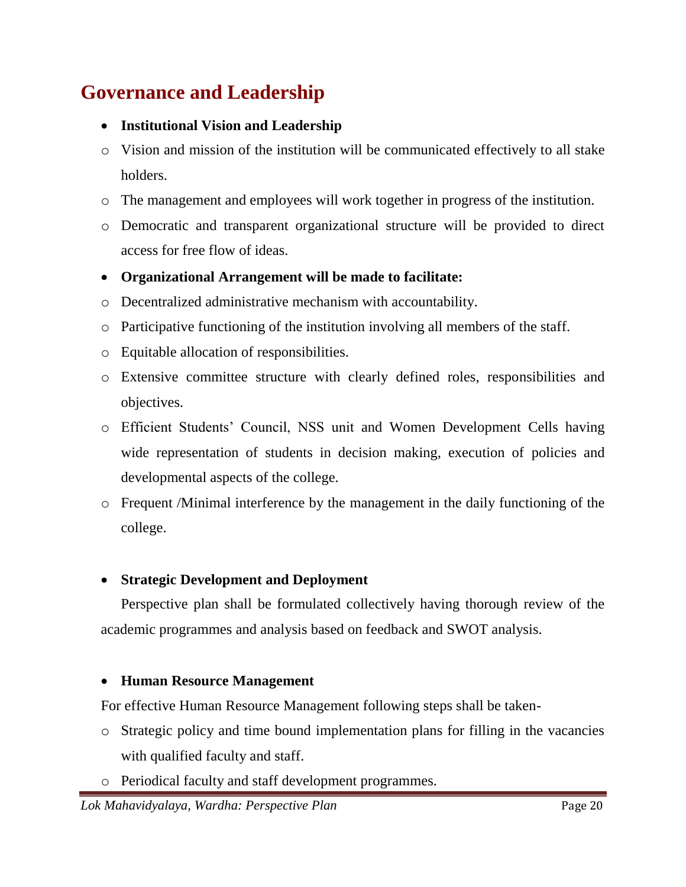# Governance and Leadership

- **Institutional Vision and Leadership**
  - Vision and mission of the institution will be communicated effectively to all stake holders.
  - The management and employees will work together in progress of the institution.
  - Democratic and transparent organizational structure will be provided to direct access for free flow of ideas.
- **Organizational Arrangement will be made to facilitate:**
  - Decentralized administrative mechanism with accountability.
  - Participative functioning of the institution involving all members of the staff.
  - Equitable allocation of responsibilities.
  - Extensive committee structure with clearly defined roles, responsibilities and objectives.
  - Efficient Students' Council, NSS unit and Women Development Cells having wide representation of students in decision making, execution of policies and developmental aspects of the college.
  - Frequent /Minimal interference by the management in the daily functioning of the college.

- **Strategic Development and Deployment**

  Perspective plan shall be formulated collectively having thorough review of the academic programmes and analysis based on feedback and SWOT analysis.

- **Human Resource Management**

For effective Human Resource Management following steps shall be taken-

- Strategic policy and time bound implementation plans for filling in the vacancies with qualified faculty and staff.
- Periodical faculty and staff development programmes.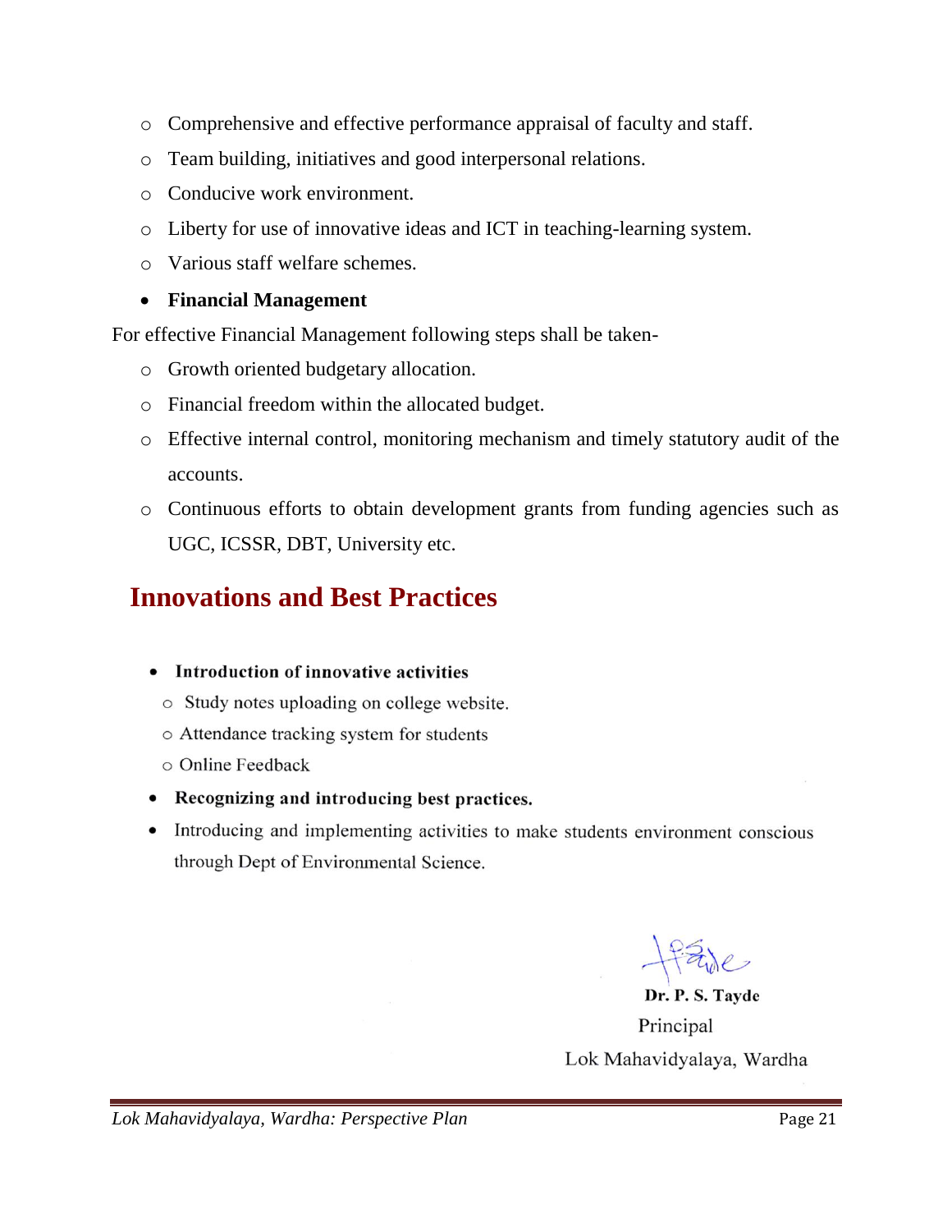- Comprehensive and effective performance appraisal of faculty and staff.
- Team building, initiatives and good interpersonal relations.
- Conducive work environment.
- Liberty for use of innovative ideas and ICT in teaching-learning system.
- Various staff welfare schemes.

- **Financial Management**

For effective Financial Management following steps shall be taken-

- Growth oriented budgetary allocation.
- Financial freedom within the allocated budget.
- Effective internal control, monitoring mechanism and timely statutory audit of the accounts.
- Continuous efforts to obtain development grants from funding agencies such as UGC, ICSSR, DBT, University etc.

## Innovations and Best Practices

- **Introduction of innovative activities**
  - Study notes uploading on college website.
  - Attendance tracking system for students
  - Online Feedback
- **Recognizing and introducing best practices.**
- Introducing and implementing activities to make students environment conscious through Dept of Environmental Science.

**Dr. P. S. Tayde**
Principal
Lok Mahavidyalaya, Wardha